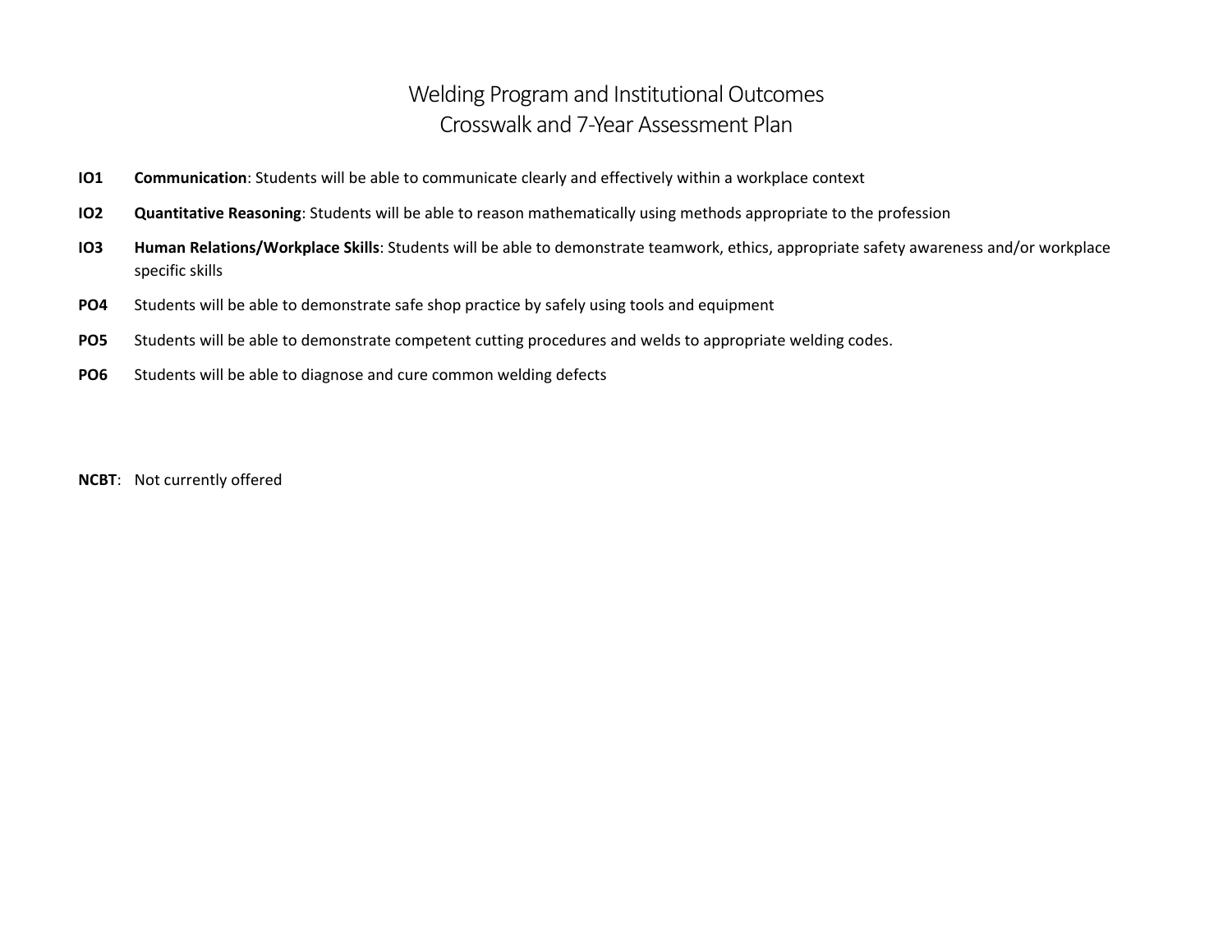# Welding Program and Institutional Outcomes
# Crosswalk and 7-Year Assessment Plan

**IO1** **Communication**: Students will be able to communicate clearly and effectively within a workplace context

**IO2** **Quantitative Reasoning**: Students will be able to reason mathematically using methods appropriate to the profession

**IO3** **Human Relations/Workplace Skills**: Students will be able to demonstrate teamwork, ethics, appropriate safety awareness and/or workplace specific skills

**PO4** Students will be able to demonstrate safe shop practice by safely using tools and equipment

**PO5** Students will be able to demonstrate competent cutting procedures and welds to appropriate welding codes.

**PO6** Students will be able to diagnose and cure common welding defects

**NCBT**: Not currently offered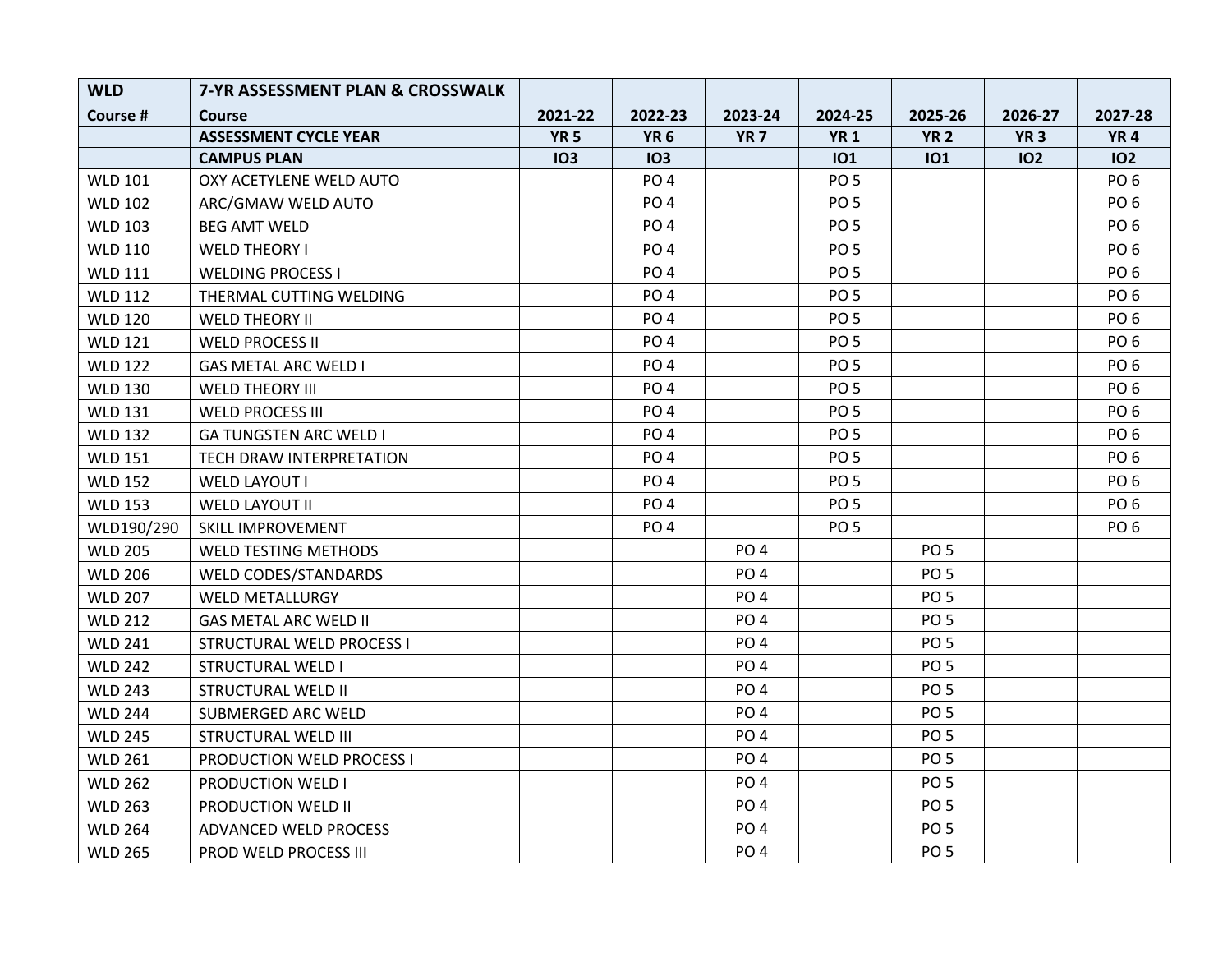| WLD | 7-YR ASSESSMENT PLAN & CROSSWALK | | | | | | | |
|---|---|---|---|---|---|---|---|---|
| **Course #** | **Course** | **2021-22** | **2022-23** | **2023-24** | **2024-25** | **2025-26** | **2026-27** | **2027-28** |
| | **ASSESSMENT CYCLE YEAR** | **YR 5** | **YR 6** | **YR 7** | **YR 1** | **YR 2** | **YR 3** | **YR 4** |
| | **CAMPUS PLAN** | **IO3** | **IO3** | | **IO1** | **IO1** | **IO2** | **IO2** |
| WLD 101 | OXY ACETYLENE WELD AUTO | | PO 4 | | PO 5 | | | PO 6 |
| WLD 102 | ARC/GMAW WELD AUTO | | PO 4 | | PO 5 | | | PO 6 |
| WLD 103 | BEG AMT WELD | | PO 4 | | PO 5 | | | PO 6 |
| WLD 110 | WELD THEORY I | | PO 4 | | PO 5 | | | PO 6 |
| WLD 111 | WELDING PROCESS I | | PO 4 | | PO 5 | | | PO 6 |
| WLD 112 | THERMAL CUTTING WELDING | | PO 4 | | PO 5 | | | PO 6 |
| WLD 120 | WELD THEORY II | | PO 4 | | PO 5 | | | PO 6 |
| WLD 121 | WELD PROCESS II | | PO 4 | | PO 5 | | | PO 6 |
| WLD 122 | GAS METAL ARC WELD I | | PO 4 | | PO 5 | | | PO 6 |
| WLD 130 | WELD THEORY III | | PO 4 | | PO 5 | | | PO 6 |
| WLD 131 | WELD PROCESS III | | PO 4 | | PO 5 | | | PO 6 |
| WLD 132 | GA TUNGSTEN ARC WELD I | | PO 4 | | PO 5 | | | PO 6 |
| WLD 151 | TECH DRAW INTERPRETATION | | PO 4 | | PO 5 | | | PO 6 |
| WLD 152 | WELD LAYOUT I | | PO 4 | | PO 5 | | | PO 6 |
| WLD 153 | WELD LAYOUT II | | PO 4 | | PO 5 | | | PO 6 |
| WLD190/290 | SKILL IMPROVEMENT | | PO 4 | | PO 5 | | | PO 6 |
| WLD 205 | WELD TESTING METHODS | | | PO 4 | | PO 5 | | |
| WLD 206 | WELD CODES/STANDARDS | | | PO 4 | | PO 5 | | |
| WLD 207 | WELD METALLURGY | | | PO 4 | | PO 5 | | |
| WLD 212 | GAS METAL ARC WELD II | | | PO 4 | | PO 5 | | |
| WLD 241 | STRUCTURAL WELD PROCESS I | | | PO 4 | | PO 5 | | |
| WLD 242 | STRUCTURAL WELD I | | | PO 4 | | PO 5 | | |
| WLD 243 | STRUCTURAL WELD II | | | PO 4 | | PO 5 | | |
| WLD 244 | SUBMERGED ARC WELD | | | PO 4 | | PO 5 | | |
| WLD 245 | STRUCTURAL WELD III | | | PO 4 | | PO 5 | | |
| WLD 261 | PRODUCTION WELD PROCESS I | | | PO 4 | | PO 5 | | |
| WLD 262 | PRODUCTION WELD I | | | PO 4 | | PO 5 | | |
| WLD 263 | PRODUCTION WELD II | | | PO 4 | | PO 5 | | |
| WLD 264 | ADVANCED WELD PROCESS | | | PO 4 | | PO 5 | | |
| WLD 265 | PROD WELD PROCESS III | | | PO 4 | | PO 5 | | |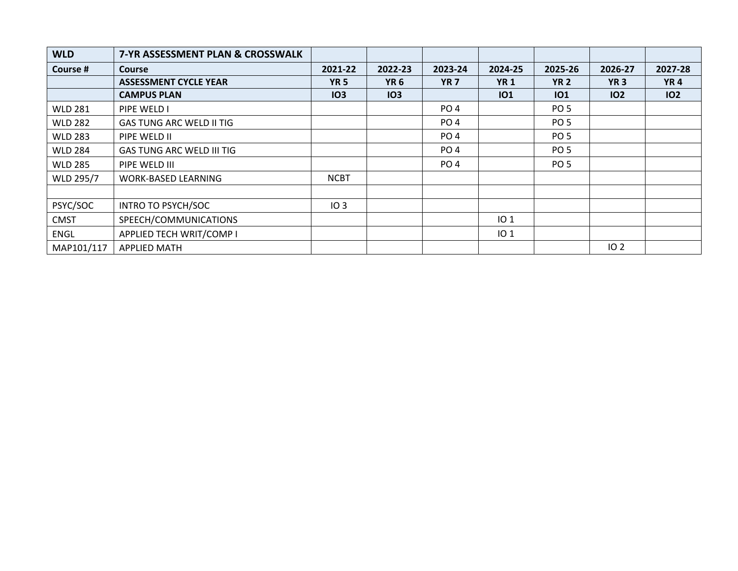| WLD | 7-YR ASSESSMENT PLAN & CROSSWALK | | | | | | | |
|---|---|---|---|---|---|---|---|---|
| **Course #** | **Course** | **2021-22** | **2022-23** | **2023-24** | **2024-25** | **2025-26** | **2026-27** | **2027-28** |
| | **ASSESSMENT CYCLE YEAR** | **YR 5** | **YR 6** | **YR 7** | **YR 1** | **YR 2** | **YR 3** | **YR 4** |
| | **CAMPUS PLAN** | **IO3** | **IO3** | | **IO1** | **IO1** | **IO2** | **IO2** |
| WLD 281 | PIPE WELD I | | | PO 4 | | PO 5 | | |
| WLD 282 | GAS TUNG ARC WELD II TIG | | | PO 4 | | PO 5 | | |
| WLD 283 | PIPE WELD II | | | PO 4 | | PO 5 | | |
| WLD 284 | GAS TUNG ARC WELD III TIG | | | PO 4 | | PO 5 | | |
| WLD 285 | PIPE WELD III | | | PO 4 | | PO 5 | | |
| WLD 295/7 | WORK-BASED LEARNING | NCBT | | | | | | |
| | | | | | | | | |
| PSYC/SOC | INTRO TO PSYCH/SOC | IO 3 | | | | | | |
| CMST | SPEECH/COMMUNICATIONS | | | | IO 1 | | | |
| ENGL | APPLIED TECH WRIT/COMP I | | | | IO 1 | | | |
| MAP101/117 | APPLIED MATH | | | | | | IO 2 | |